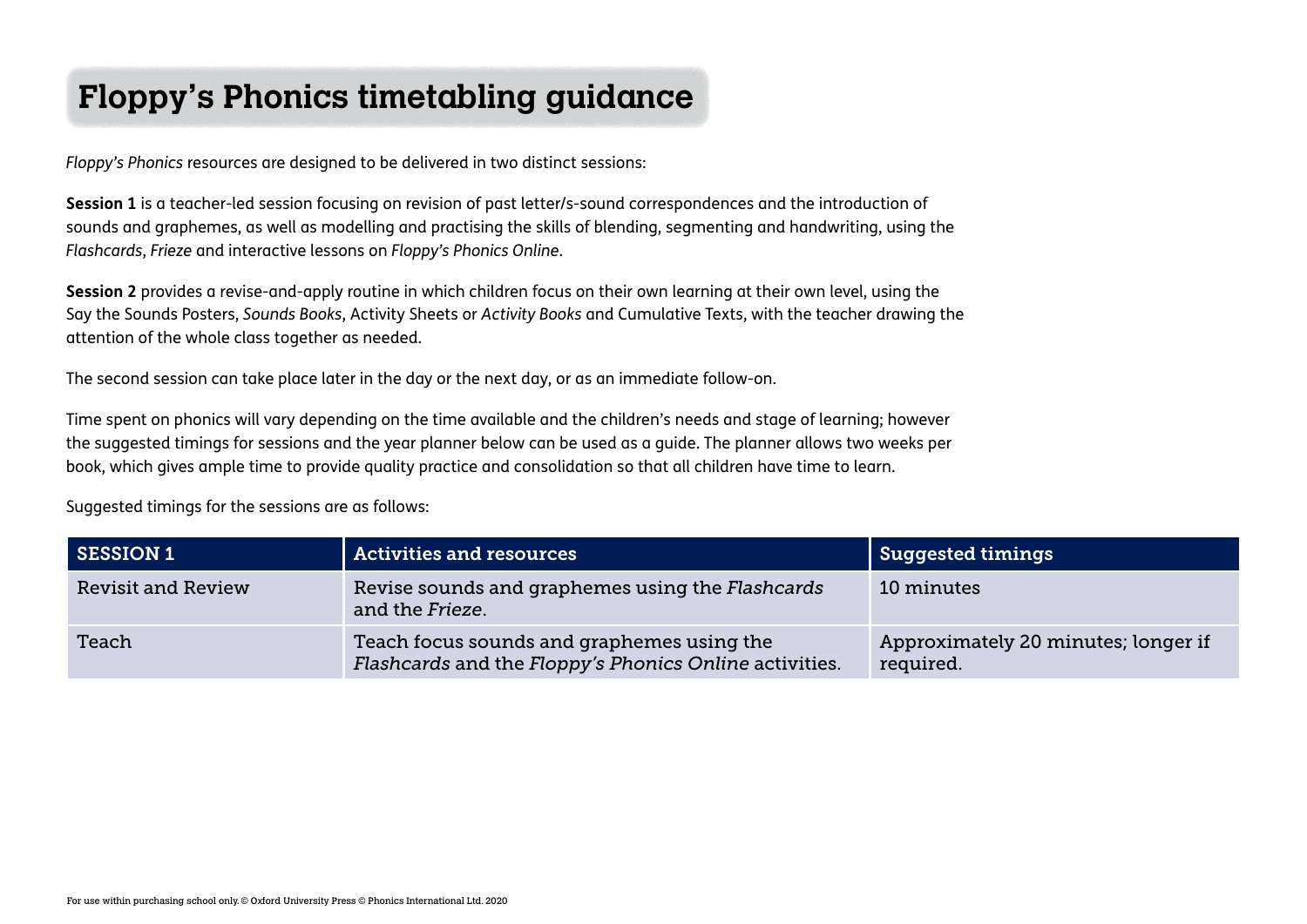# Floppy's Phonics timetabling guidance

*Floppy's Phonics* resources are designed to be delivered in two distinct sessions:

**Session 1** is a teacher-led session focusing on revision of past letter/s-sound correspondences and the introduction of sounds and graphemes, as well as modelling and practising the skills of blending, segmenting and handwriting, using the *Flashcards*, *Frieze* and interactive lessons on *Floppy's Phonics Online*.

**Session 2** provides a revise-and-apply routine in which children focus on their own learning at their own level, using the Say the Sounds Posters, *Sounds Books*, Activity Sheets or *Activity Books* and Cumulative Texts, with the teacher drawing the attention of the whole class together as needed.

The second session can take place later in the day or the next day, or as an immediate follow-on.

Time spent on phonics will vary depending on the time available and the children's needs and stage of learning; however the suggested timings for sessions and the year planner below can be used as a guide. The planner allows two weeks per book, which gives ample time to provide quality practice and consolidation so that all children have time to learn.

Suggested timings for the sessions are as follows:

| SESSION 1 | Activities and resources | Suggested timings |
| --- | --- | --- |
| Revisit and Review | Revise sounds and graphemes using the *Flashcards* and the *Frieze*. | 10 minutes |
| Teach | Teach focus sounds and graphemes using the *Flashcards* and the *Floppy's Phonics Online* activities. | Approximately 20 minutes; longer if required. |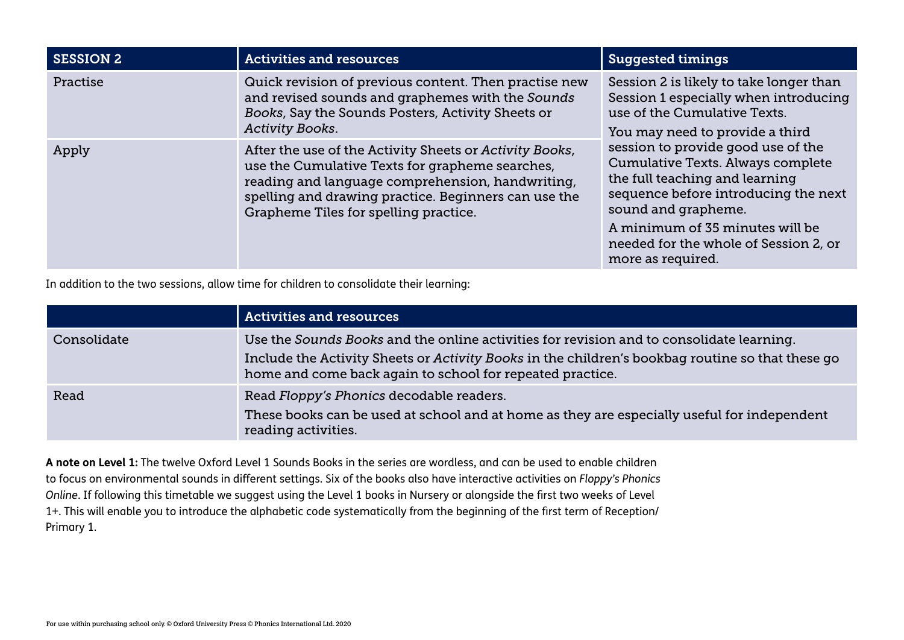| SESSION 2 | Activities and resources | Suggested timings |
| --- | --- | --- |
| Practise | Quick revision of previous content. Then practise new and revised sounds and graphemes with the *Sounds Books*, Say the Sounds Posters, Activity Sheets or *Activity Books*. | Session 2 is likely to take longer than Session 1 especially when introducing use of the Cumulative Texts.<br>You may need to provide a third session to provide good use of the Cumulative Texts. Always complete the full teaching and learning sequence before introducing the next sound and grapheme.<br>A minimum of 35 minutes will be needed for the whole of Session 2, or more as required. |
| Apply | After the use of the Activity Sheets or *Activity Books*, use the Cumulative Texts for grapheme searches, reading and language comprehension, handwriting, spelling and drawing practice. Beginners can use the Grapheme Tiles for spelling practice. | |

In addition to the two sessions, allow time for children to consolidate their learning:

| | Activities and resources |
| --- | --- |
| Consolidate | Use the *Sounds Books* and the online activities for revision and to consolidate learning.<br>Include the Activity Sheets or *Activity Books* in the children's bookbag routine so that these go home and come back again to school for repeated practice. |
| Read | Read *Floppy's Phonics* decodable readers.<br>These books can be used at school and at home as they are especially useful for independent reading activities. |

**A note on Level 1:** The twelve Oxford Level 1 Sounds Books in the series are wordless, and can be used to enable children to focus on environmental sounds in different settings. Six of the books also have interactive activities on *Floppy's Phonics Online*. If following this timetable we suggest using the Level 1 books in Nursery or alongside the first two weeks of Level 1+. This will enable you to introduce the alphabetic code systematically from the beginning of the first term of Reception/Primary 1.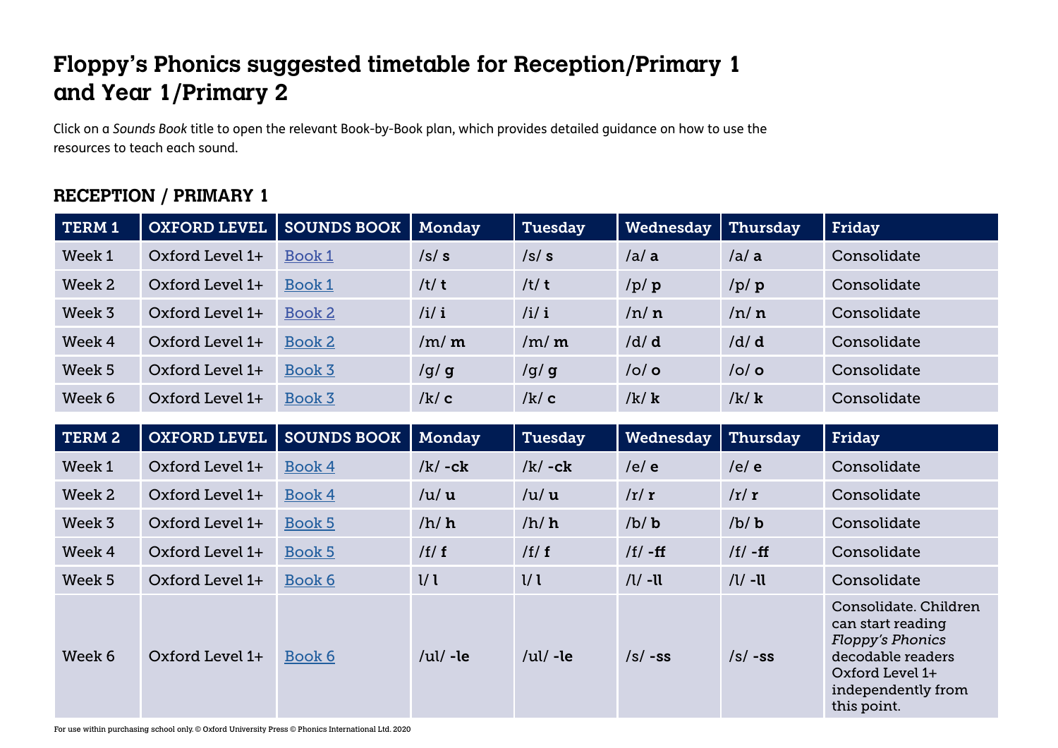# Floppy's Phonics suggested timetable for Reception/Primary 1 and Year 1/Primary 2

Click on a *Sounds Book* title to open the relevant Book-by-Book plan, which provides detailed guidance on how to use the resources to teach each sound.

## RECEPTION / PRIMARY 1

| TERM 1 | OXFORD LEVEL | SOUNDS BOOK | Monday | Tuesday | Wednesday | Thursday | Friday |
|---|---|---|---|---|---|---|---|
| Week 1 | Oxford Level 1+ | Book 1 | /s/ **s** | /s/ **s** | /a/ **a** | /a/ **a** | Consolidate |
| Week 2 | Oxford Level 1+ | Book 1 | /t/ **t** | /t/ **t** | /p/ **p** | /p/ **p** | Consolidate |
| Week 3 | Oxford Level 1+ | Book 2 | /i/ **i** | /i/ **i** | /n/ **n** | /n/ **n** | Consolidate |
| Week 4 | Oxford Level 1+ | Book 2 | /m/ **m** | /m/ **m** | /d/ **d** | /d/ **d** | Consolidate |
| Week 5 | Oxford Level 1+ | Book 3 | /g/ **g** | /g/ **g** | /o/ **o** | /o/ **o** | Consolidate |
| Week 6 | Oxford Level 1+ | Book 3 | /k/ **c** | /k/ **c** | /k/ **k** | /k/ **k** | Consolidate |

| TERM 2 | OXFORD LEVEL | SOUNDS BOOK | Monday | Tuesday | Wednesday | Thursday | Friday |
|---|---|---|---|---|---|---|---|
| Week 1 | Oxford Level 1+ | Book 4 | /k/ **-ck** | /k/ **-ck** | /e/ **e** | /e/ **e** | Consolidate |
| Week 2 | Oxford Level 1+ | Book 4 | /u/ **u** | /u/ **u** | /r/ **r** | /r/ **r** | Consolidate |
| Week 3 | Oxford Level 1+ | Book 5 | /h/ **h** | /h/ **h** | /b/ **b** | /b/ **b** | Consolidate |
| Week 4 | Oxford Level 1+ | Book 5 | /f/ **f** | /f/ **f** | /f/ **-ff** | /f/ **-ff** | Consolidate |
| Week 5 | Oxford Level 1+ | Book 6 | l/ **l** | l/ **l** | /l/ **-ll** | /l/ **-ll** | Consolidate |
| Week 6 | Oxford Level 1+ | Book 6 | /ul/ **-le** | /ul/ **-le** | /s/ **-ss** | /s/ **-ss** | Consolidate. Children can start reading *Floppy's Phonics* decodable readers Oxford Level 1+ independently from this point. |

For use within purchasing school only. © Oxford University Press © Phonics International Ltd. 2020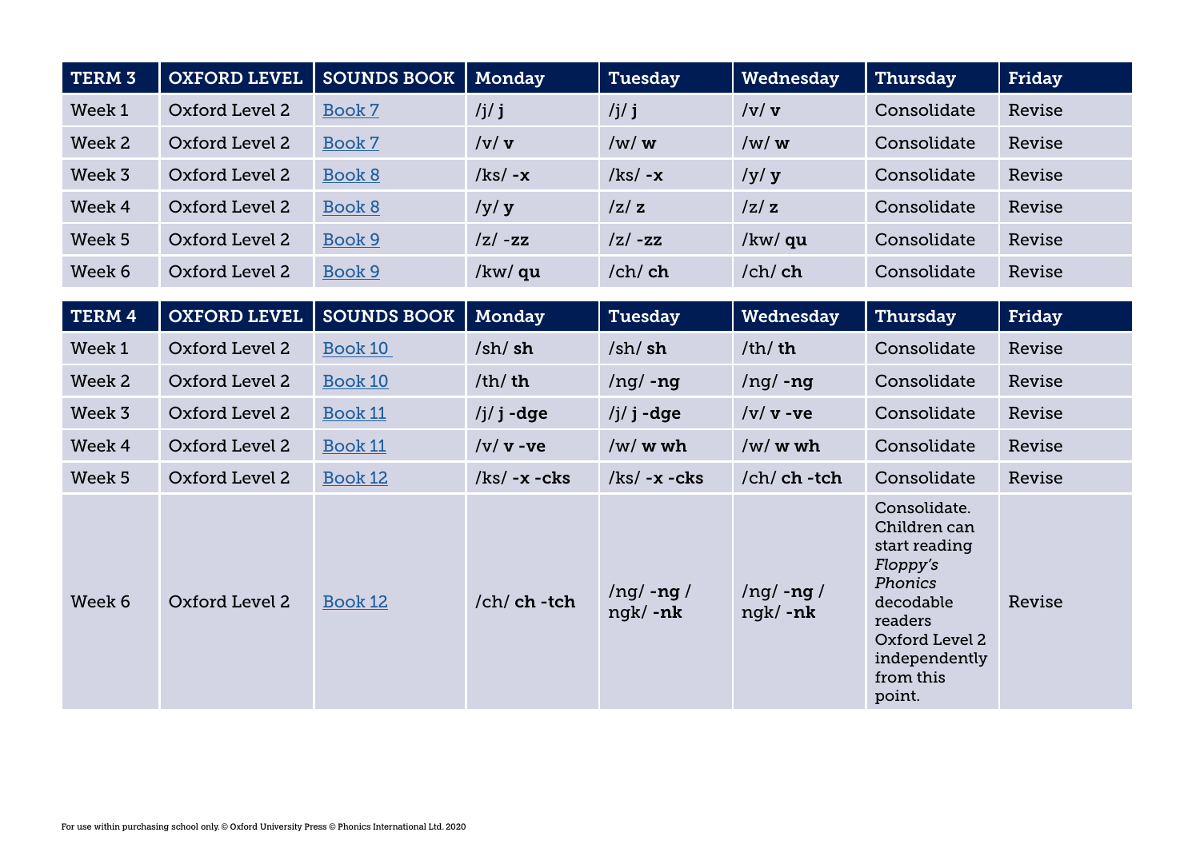| TERM 3 | OXFORD LEVEL | SOUNDS BOOK | Monday | Tuesday | Wednesday | Thursday | Friday |
|---|---|---|---|---|---|---|---|
| Week 1 | Oxford Level 2 | Book 7 | /j/ **j** | /j/ **j** | /v/ **v** | Consolidate | Revise |
| Week 2 | Oxford Level 2 | Book 7 | /v/ **v** | /w/ **w** | /w/ **w** | Consolidate | Revise |
| Week 3 | Oxford Level 2 | Book 8 | /ks/ **-x** | /ks/ **-x** | /y/ **y** | Consolidate | Revise |
| Week 4 | Oxford Level 2 | Book 8 | /y/ **y** | /z/ **z** | /z/ **z** | Consolidate | Revise |
| Week 5 | Oxford Level 2 | Book 9 | /z/ **-zz** | /z/ **-zz** | /kw/ **qu** | Consolidate | Revise |
| Week 6 | Oxford Level 2 | Book 9 | /kw/ **qu** | /ch/ **ch** | /ch/ **ch** | Consolidate | Revise |

| TERM 4 | OXFORD LEVEL | SOUNDS BOOK | Monday | Tuesday | Wednesday | Thursday | Friday |
|---|---|---|---|---|---|---|---|
| Week 1 | Oxford Level 2 | Book 10 | /sh/ **sh** | /sh/ **sh** | /th/ **th** | Consolidate | Revise |
| Week 2 | Oxford Level 2 | Book 10 | /th/ **th** | /ng/ **-ng** | /ng/ **-ng** | Consolidate | Revise |
| Week 3 | Oxford Level 2 | Book 11 | /j/ **j -dge** | /j/ **j -dge** | /v/ **v -ve** | Consolidate | Revise |
| Week 4 | Oxford Level 2 | Book 11 | /v/ **v -ve** | /w/ **w wh** | /w/ **w wh** | Consolidate | Revise |
| Week 5 | Oxford Level 2 | Book 12 | /ks/ **-x -cks** | /ks/ **-x -cks** | /ch/ **ch -tch** | Consolidate | Revise |
| Week 6 | Oxford Level 2 | Book 12 | /ch/ **ch -tch** | /ng/ **-ng** / ngk/ **-nk** | /ng/ **-ng** / ngk/ **-nk** | Consolidate. Children can start reading *Floppy's Phonics* decodable readers Oxford Level 2 independently from this point. | Revise |

For use within purchasing school only. © Oxford University Press © Phonics International Ltd. 2020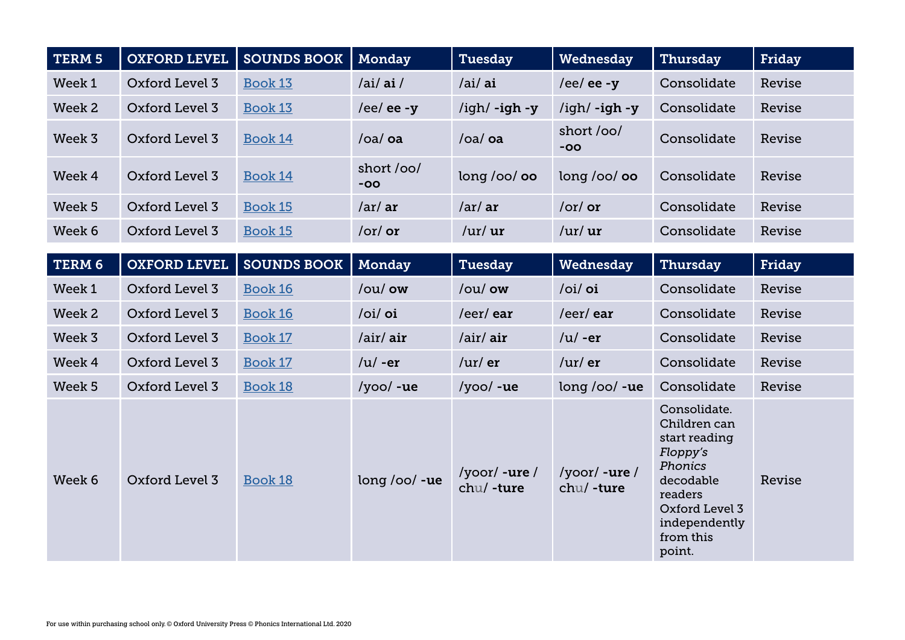| TERM 5 | OXFORD LEVEL | SOUNDS BOOK | Monday | Tuesday | Wednesday | Thursday | Friday |
|---|---|---|---|---|---|---|---|
| Week 1 | Oxford Level 3 | Book 13 | /ai/ **ai** / | /ai/ **ai** | /ee/ **ee -y** | Consolidate | Revise |
| Week 2 | Oxford Level 3 | Book 13 | /ee/ **ee -y** | /igh/ **-igh -y** | /igh/ **-igh -y** | Consolidate | Revise |
| Week 3 | Oxford Level 3 | Book 14 | /oa/ **oa** | /oa/ **oa** | short /oo/ **-oo** | Consolidate | Revise |
| Week 4 | Oxford Level 3 | Book 14 | short /oo/ **-oo** | long /oo/ **oo** | long /oo/ **oo** | Consolidate | Revise |
| Week 5 | Oxford Level 3 | Book 15 | /ar/ **ar** | /ar/ **ar** | /or/ **or** | Consolidate | Revise |
| Week 6 | Oxford Level 3 | Book 15 | /or/ **or** | /ur/ **ur** | /ur/ **ur** | Consolidate | Revise |

| TERM 6 | OXFORD LEVEL | SOUNDS BOOK | Monday | Tuesday | Wednesday | Thursday | Friday |
|---|---|---|---|---|---|---|---|
| Week 1 | Oxford Level 3 | Book 16 | /ou/ **ow** | /ou/ **ow** | /oi/ **oi** | Consolidate | Revise |
| Week 2 | Oxford Level 3 | Book 16 | /oi/ **oi** | /eer/ **ear** | /eer/ **ear** | Consolidate | Revise |
| Week 3 | Oxford Level 3 | Book 17 | /air/ **air** | /air/ **air** | /u/ **-er** | Consolidate | Revise |
| Week 4 | Oxford Level 3 | Book 17 | /u/ **-er** | /ur/ **er** | /ur/ **er** | Consolidate | Revise |
| Week 5 | Oxford Level 3 | Book 18 | /yoo/ **-ue** | /yoo/ **-ue** | long /oo/ **-ue** | Consolidate | Revise |
| Week 6 | Oxford Level 3 | Book 18 | long /oo/ **-ue** | /yoor/ **-ure** / chu/ **-ture** | /yoor/ **-ure** / chu/ **-ture** | Consolidate. Children can start reading *Floppy's Phonics* decodable readers Oxford Level 3 independently from this point. | Revise |

For use within purchasing school only. © Oxford University Press © Phonics International Ltd. 2020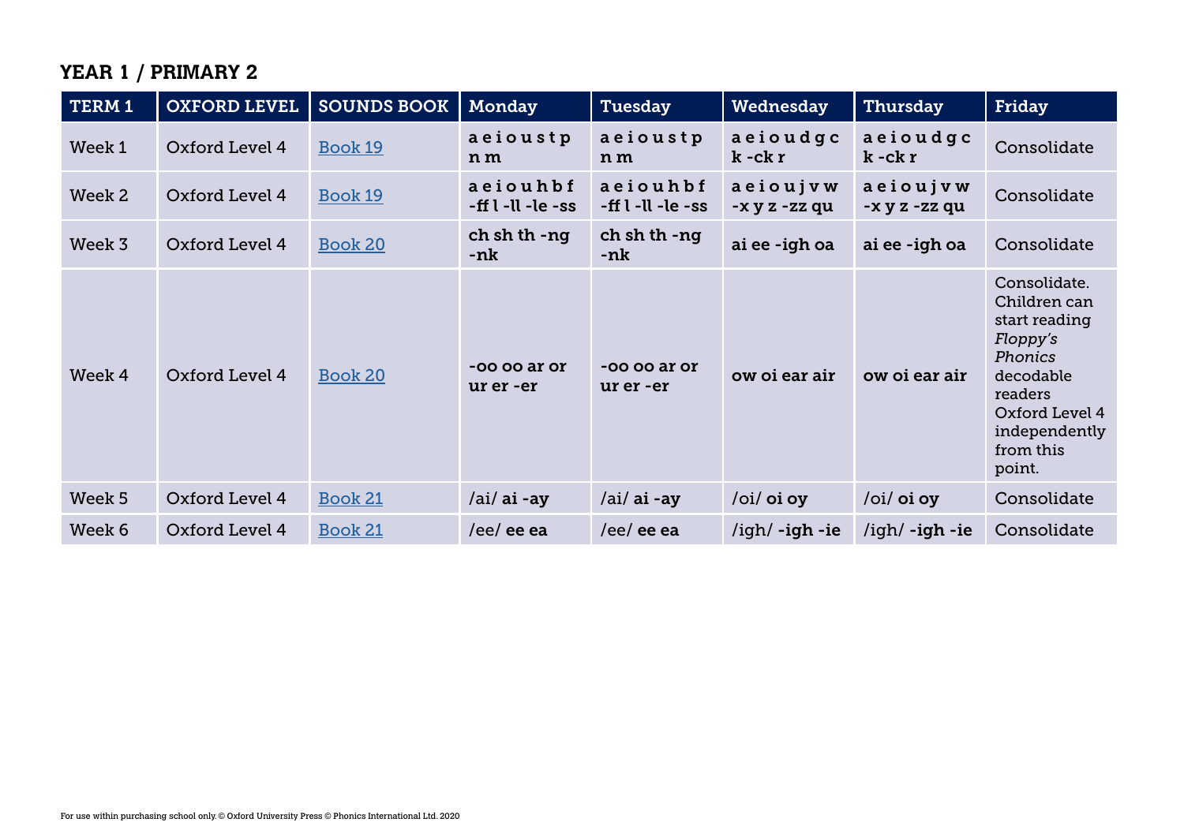## YEAR 1 / PRIMARY 2

| TERM 1 | OXFORD LEVEL | SOUNDS BOOK | Monday | Tuesday | Wednesday | Thursday | Friday |
|---|---|---|---|---|---|---|---|
| Week 1 | Oxford Level 4 | Book 19 | **a e i o u s t p n m** | **a e i o u s t p n m** | **a e i o u d g c k -ck r** | **a e i o u d g c k -ck r** | Consolidate |
| Week 2 | Oxford Level 4 | Book 19 | **a e i o u h b f -ff l -ll -le -ss** | **a e i o u h b f -ff l -ll -le -ss** | **a e i o u j v w -x y z -zz qu** | **a e i o u j v w -x y z -zz qu** | Consolidate |
| Week 3 | Oxford Level 4 | Book 20 | **ch sh th -ng -nk** | **ch sh th -ng -nk** | **ai ee -igh oa** | **ai ee -igh oa** | Consolidate |
| Week 4 | Oxford Level 4 | Book 20 | **-oo oo ar or ur er -er** | **-oo oo ar or ur er -er** | **ow oi ear air** | **ow oi ear air** | Consolidate. Children can start reading *Floppy's Phonics* decodable readers Oxford Level 4 independently from this point. |
| Week 5 | Oxford Level 4 | Book 21 | /ai/ **ai -ay** | /ai/ **ai -ay** | /oi/ **oi oy** | /oi/ **oi oy** | Consolidate |
| Week 6 | Oxford Level 4 | Book 21 | /ee/ **ee ea** | /ee/ **ee ea** | /igh/ **-igh -ie** | /igh/ **-igh -ie** | Consolidate |

For use within purchasing school only. © Oxford University Press © Phonics International Ltd. 2020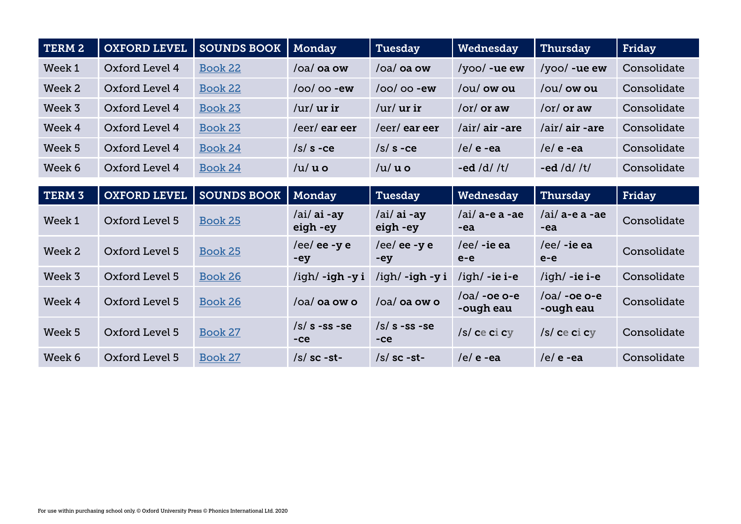| TERM 2 | OXFORD LEVEL | SOUNDS BOOK | Monday | Tuesday | Wednesday | Thursday | Friday |
|---|---|---|---|---|---|---|---|
| Week 1 | Oxford Level 4 | Book 22 | /oa/ **oa ow** | /oa/ **oa ow** | /yoo/ **-ue ew** | /yoo/ **-ue ew** | Consolidate |
| Week 2 | Oxford Level 4 | Book 22 | /oo/ oo **-ew** | /oo/ oo **-ew** | /ou/ **ow ou** | /ou/ **ow ou** | Consolidate |
| Week 3 | Oxford Level 4 | Book 23 | /ur/ **ur ir** | /ur/ **ur ir** | /or/ **or aw** | /or/ **or aw** | Consolidate |
| Week 4 | Oxford Level 4 | Book 23 | /eer/ **ear eer** | /eer/ **ear eer** | /air/ **air -are** | /air/ **air -are** | Consolidate |
| Week 5 | Oxford Level 4 | Book 24 | /s/ **s -ce** | /s/ **s -ce** | /e/ **e -ea** | /e/ **e -ea** | Consolidate |
| Week 6 | Oxford Level 4 | Book 24 | /u/ **u o** | /u/ **u o** | **-ed** /d/ /t/ | **-ed** /d/ /t/ | Consolidate |

| TERM 3 | OXFORD LEVEL | SOUNDS BOOK | Monday | Tuesday | Wednesday | Thursday | Friday |
|---|---|---|---|---|---|---|---|
| Week 1 | Oxford Level 5 | Book 25 | /ai/ **ai -ay eigh -ey** | /ai/ **ai -ay eigh -ey** | /ai/ **a-e a -ae -ea** | /ai/ **a-e a -ae -ea** | Consolidate |
| Week 2 | Oxford Level 5 | Book 25 | /ee/ **ee -y e -ey** | /ee/ **ee -y e -ey** | /ee/ **-ie ea e-e** | /ee/ **-ie ea e-e** | Consolidate |
| Week 3 | Oxford Level 5 | Book 26 | /igh/ **-igh -y i** | /igh/ **-igh -y i** | /igh/ **-ie i-e** | /igh/ **-ie i-e** | Consolidate |
| Week 4 | Oxford Level 5 | Book 26 | /oa/ **oa ow o** | /oa/ **oa ow o** | /oa/ **-oe o-e -ough eau** | /oa/ **-oe o-e -ough eau** | Consolidate |
| Week 5 | Oxford Level 5 | Book 27 | /s/ **s -ss -se -ce** | /s/ **s -ss -se -ce** | /s/ **ce ci cy** | /s/ **ce ci cy** | Consolidate |
| Week 6 | Oxford Level 5 | Book 27 | /s/ **sc -st-** | /s/ **sc -st-** | /e/ **e -ea** | /e/ **e -ea** | Consolidate |

For use within purchasing school only. © Oxford University Press © Phonics International Ltd. 2020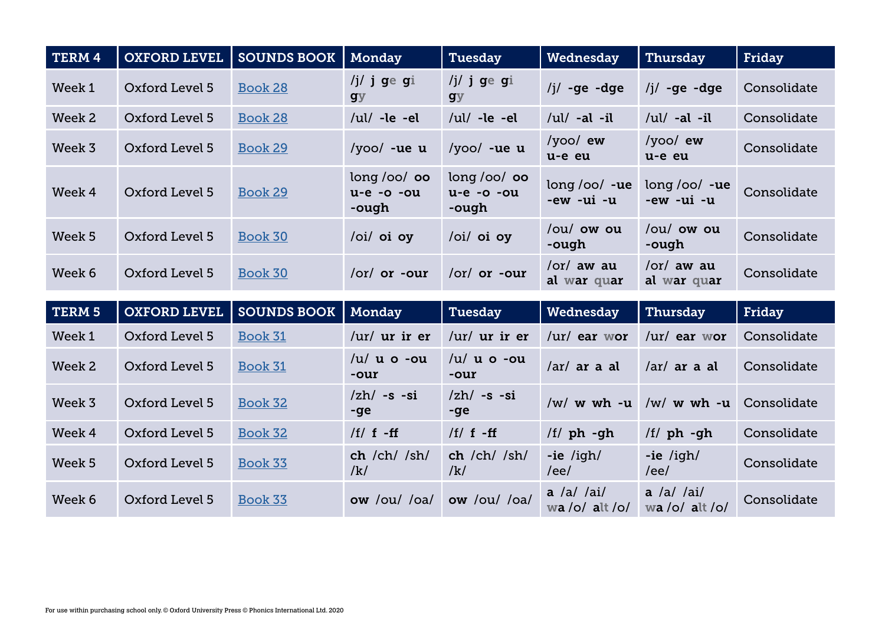| TERM 4 | OXFORD LEVEL | SOUNDS BOOK | Monday | Tuesday | Wednesday | Thursday | Friday |
|---|---|---|---|---|---|---|---|
| Week 1 | Oxford Level 5 | Book 28 | /j/ **j ge gi gy** | /j/ **j ge gi gy** | /j/ **-ge -dge** | /j/ **-ge -dge** | Consolidate |
| Week 2 | Oxford Level 5 | Book 28 | /ul/ **-le -el** | /ul/ **-le -el** | /ul/ **-al -il** | /ul/ **-al -il** | Consolidate |
| Week 3 | Oxford Level 5 | Book 29 | /yoo/ **-ue u** | /yoo/ **-ue u** | /yoo/ **ew u-e eu** | /yoo/ **ew u-e eu** | Consolidate |
| Week 4 | Oxford Level 5 | Book 29 | long /oo/ **oo u-e -o -ou -ough** | long /oo/ **oo u-e -o -ou -ough** | long /oo/ **-ue -ew -ui -u** | long /oo/ **-ue -ew -ui -u** | Consolidate |
| Week 5 | Oxford Level 5 | Book 30 | /oi/ **oi oy** | /oi/ **oi oy** | /ou/ **ow ou -ough** | /ou/ **ow ou -ough** | Consolidate |
| Week 6 | Oxford Level 5 | Book 30 | /or/ **or -our** | /or/ **or -our** | /or/ **aw au al war quar** | /or/ **aw au al war quar** | Consolidate |

| TERM 5 | OXFORD LEVEL | SOUNDS BOOK | Monday | Tuesday | Wednesday | Thursday | Friday |
|---|---|---|---|---|---|---|---|
| Week 1 | Oxford Level 5 | Book 31 | /ur/ **ur ir er** | /ur/ **ur ir er** | /ur/ **ear wor** | /ur/ **ear wor** | Consolidate |
| Week 2 | Oxford Level 5 | Book 31 | /u/ **u o -ou -our** | /u/ **u o -ou -our** | /ar/ **ar a al** | /ar/ **ar a al** | Consolidate |
| Week 3 | Oxford Level 5 | Book 32 | /zh/ **-s -si -ge** | /zh/ **-s -si -ge** | /w/ **w wh -u** | /w/ **w wh -u** | Consolidate |
| Week 4 | Oxford Level 5 | Book 32 | /f/ **f -ff** | /f/ **f -ff** | /f/ **ph -gh** | /f/ **ph -gh** | Consolidate |
| Week 5 | Oxford Level 5 | Book 33 | **ch** /ch/ /sh/ /k/ | **ch** /ch/ /sh/ /k/ | **-ie** /igh/ /ee/ | **-ie** /igh/ /ee/ | Consolidate |
| Week 6 | Oxford Level 5 | Book 33 | **ow** /ou/ /oa/ | **ow** /ou/ /oa/ | **a** /a/ /ai/ **wa** /o/ **alt** /o/ | **a** /a/ /ai/ **wa** /o/ **alt** /o/ | Consolidate |

For use within purchasing school only. © Oxford University Press © Phonics International Ltd. 2020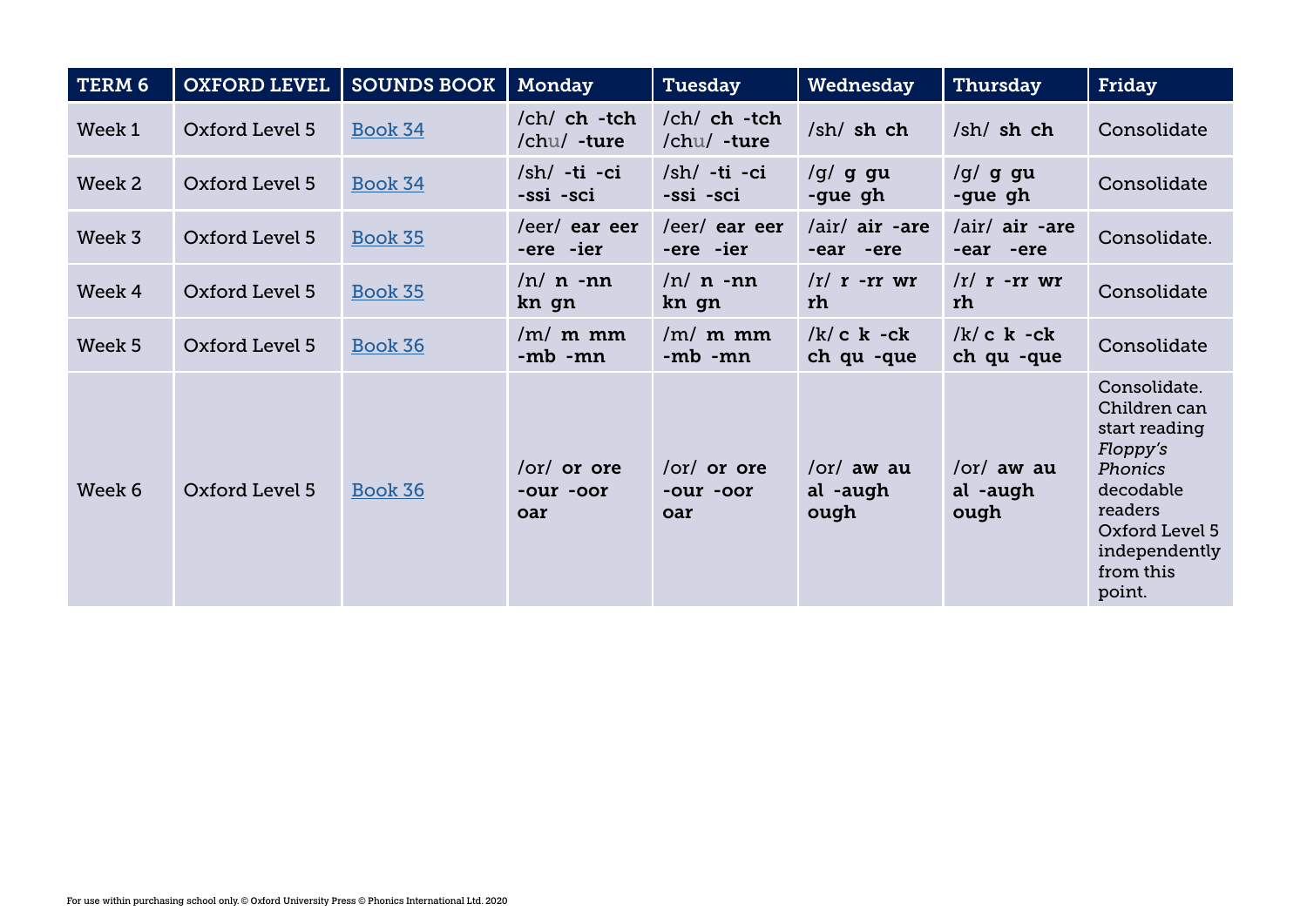| TERM 6 | OXFORD LEVEL | SOUNDS BOOK | Monday | Tuesday | Wednesday | Thursday | Friday |
|---|---|---|---|---|---|---|---|
| Week 1 | Oxford Level 5 | Book 34 | /ch/ **ch -tch** /chu/ **-ture** | /ch/ **ch -tch** /chu/ **-ture** | /sh/ **sh ch** | /sh/ **sh ch** | Consolidate |
| Week 2 | Oxford Level 5 | Book 34 | /sh/ **-ti -ci -ssi -sci** | /sh/ **-ti -ci -ssi -sci** | /g/ **g gu -gue gh** | /g/ **g gu -gue gh** | Consolidate |
| Week 3 | Oxford Level 5 | Book 35 | /eer/ **ear eer -ere -ier** | /eer/ **ear eer -ere -ier** | /air/ **air -are -ear -ere** | /air/ **air -are -ear -ere** | Consolidate. |
| Week 4 | Oxford Level 5 | Book 35 | /n/ **n -nn kn gn** | /n/ **n -nn kn gn** | /r/ **r -rr wr rh** | /r/ **r -rr wr rh** | Consolidate |
| Week 5 | Oxford Level 5 | Book 36 | /m/ **m mm -mb -mn** | /m/ **m mm -mb -mn** | /k/ **c k -ck ch qu -que** | /k/ **c k -ck ch qu -que** | Consolidate |
| Week 6 | Oxford Level 5 | Book 36 | /or/ **or ore -our -oor oar** | /or/ **or ore -our -oor oar** | /or/ **aw au al -augh ough** | /or/ **aw au al -augh ough** | Consolidate. Children can start reading *Floppy's Phonics* decodable readers Oxford Level 5 independently from this point. |

For use within purchasing school only. © Oxford University Press © Phonics International Ltd. 2020